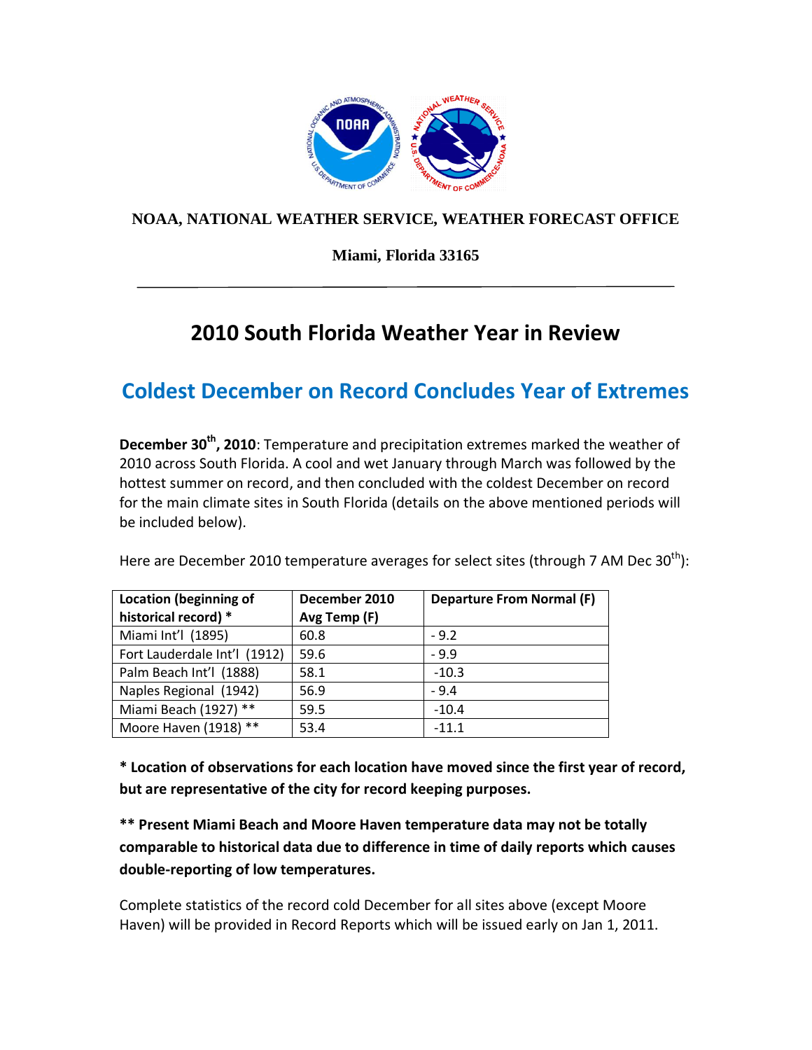**NOAA, NATIONAL WEATHER SERVICE, WEATHER FORECAST OFFICE**

**Miami, Florida 33165**

# 2010 South Florida Weather Year in Review

## Coldest December on Record Concludes Year of Extremes

**December 30th, 2010**: Temperature and precipitation extremes marked the weather of 2010 across South Florida. A cool and wet January through March was followed by the hottest summer on record, and then concluded with the coldest December on record for the main climate sites in South Florida (details on the above mentioned periods will be included below).

Here are December 2010 temperature averages for select sites (through 7 AM Dec 30th):

| Location (beginning of historical record) * | December 2010 Avg Temp (F) | Departure From Normal (F) |
|---|---|---|
| Miami Int'l (1895) | 60.8 | - 9.2 |
| Fort Lauderdale Int'l (1912) | 59.6 | - 9.9 |
| Palm Beach Int'l (1888) | 58.1 | -10.3 |
| Naples Regional (1942) | 56.9 | - 9.4 |
| Miami Beach (1927) ** | 59.5 | -10.4 |
| Moore Haven (1918) ** | 53.4 | -11.1 |

**\* Location of observations for each location have moved since the first year of record, but are representative of the city for record keeping purposes.**

**\*\* Present Miami Beach and Moore Haven temperature data may not be totally comparable to historical data due to difference in time of daily reports which causes double-reporting of low temperatures.**

Complete statistics of the record cold December for all sites above (except Moore Haven) will be provided in Record Reports which will be issued early on Jan 1, 2011.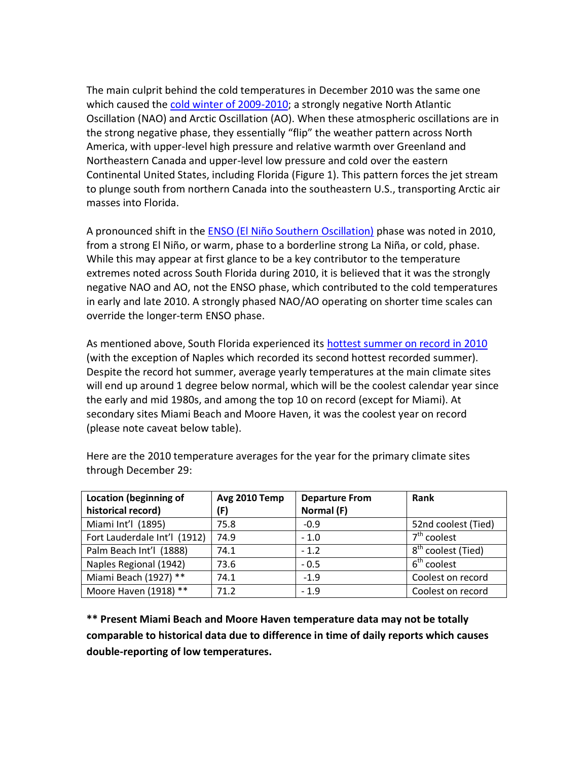The main culprit behind the cold temperatures in December 2010 was the same one which caused the cold winter of 2009-2010; a strongly negative North Atlantic Oscillation (NAO) and Arctic Oscillation (AO). When these atmospheric oscillations are in the strong negative phase, they essentially "flip" the weather pattern across North America, with upper-level high pressure and relative warmth over Greenland and Northeastern Canada and upper-level low pressure and cold over the eastern Continental United States, including Florida (Figure 1). This pattern forces the jet stream to plunge south from northern Canada into the southeastern U.S., transporting Arctic air masses into Florida.

A pronounced shift in the ENSO (El Niño Southern Oscillation) phase was noted in 2010, from a strong El Niño, or warm, phase to a borderline strong La Niña, or cold, phase. While this may appear at first glance to be a key contributor to the temperature extremes noted across South Florida during 2010, it is believed that it was the strongly negative NAO and AO, not the ENSO phase, which contributed to the cold temperatures in early and late 2010. A strongly phased NAO/AO operating on shorter time scales can override the longer-term ENSO phase.

As mentioned above, South Florida experienced its hottest summer on record in 2010 (with the exception of Naples which recorded its second hottest recorded summer). Despite the record hot summer, average yearly temperatures at the main climate sites will end up around 1 degree below normal, which will be the coolest calendar year since the early and mid 1980s, and among the top 10 on record (except for Miami). At secondary sites Miami Beach and Moore Haven, it was the coolest year on record (please note caveat below table).

Here are the 2010 temperature averages for the year for the primary climate sites through December 29:

| Location (beginning of historical record) | Avg 2010 Temp (F) | Departure From Normal (F) | Rank |
|---|---|---|---|
| Miami Int'l (1895) | 75.8 | -0.9 | 52nd coolest (Tied) |
| Fort Lauderdale Int'l (1912) | 74.9 | - 1.0 | 7th coolest |
| Palm Beach Int'l (1888) | 74.1 | - 1.2 | 8th coolest (Tied) |
| Naples Regional (1942) | 73.6 | - 0.5 | 6th coolest |
| Miami Beach (1927) ** | 74.1 | -1.9 | Coolest on record |
| Moore Haven (1918) ** | 71.2 | - 1.9 | Coolest on record |

**\*\* Present Miami Beach and Moore Haven temperature data may not be totally comparable to historical data due to difference in time of daily reports which causes double-reporting of low temperatures.**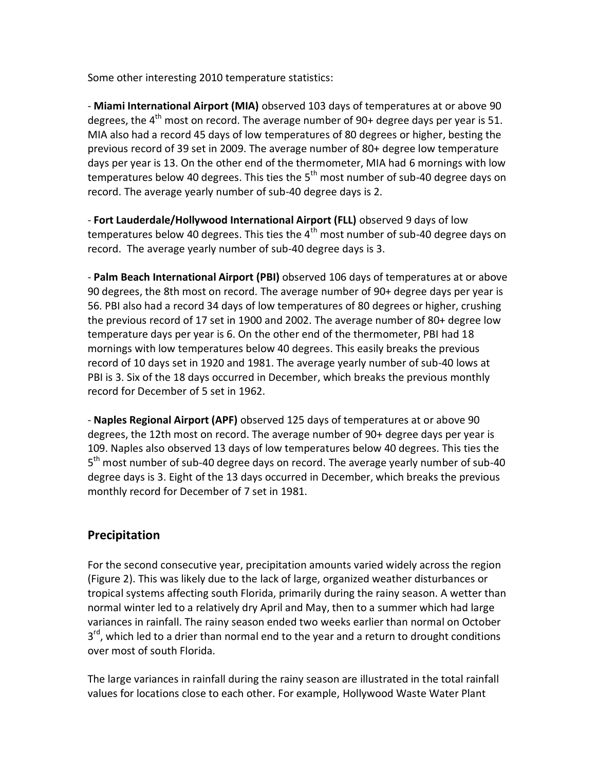Some other interesting 2010 temperature statistics:

- **Miami International Airport (MIA)** observed 103 days of temperatures at or above 90 degrees, the 4th most on record. The average number of 90+ degree days per year is 51. MIA also had a record 45 days of low temperatures of 80 degrees or higher, besting the previous record of 39 set in 2009. The average number of 80+ degree low temperature days per year is 13. On the other end of the thermometer, MIA had 6 mornings with low temperatures below 40 degrees. This ties the 5th most number of sub-40 degree days on record. The average yearly number of sub-40 degree days is 2.

- **Fort Lauderdale/Hollywood International Airport (FLL)** observed 9 days of low temperatures below 40 degrees. This ties the 4th most number of sub-40 degree days on record. The average yearly number of sub-40 degree days is 3.

- **Palm Beach International Airport (PBI)** observed 106 days of temperatures at or above 90 degrees, the 8th most on record. The average number of 90+ degree days per year is 56. PBI also had a record 34 days of low temperatures of 80 degrees or higher, crushing the previous record of 17 set in 1900 and 2002. The average number of 80+ degree low temperature days per year is 6. On the other end of the thermometer, PBI had 18 mornings with low temperatures below 40 degrees. This easily breaks the previous record of 10 days set in 1920 and 1981. The average yearly number of sub-40 lows at PBI is 3. Six of the 18 days occurred in December, which breaks the previous monthly record for December of 5 set in 1962.

- **Naples Regional Airport (APF)** observed 125 days of temperatures at or above 90 degrees, the 12th most on record. The average number of 90+ degree days per year is 109. Naples also observed 13 days of low temperatures below 40 degrees. This ties the 5th most number of sub-40 degree days on record. The average yearly number of sub-40 degree days is 3. Eight of the 13 days occurred in December, which breaks the previous monthly record for December of 7 set in 1981.

## Precipitation

For the second consecutive year, precipitation amounts varied widely across the region (Figure 2). This was likely due to the lack of large, organized weather disturbances or tropical systems affecting south Florida, primarily during the rainy season. A wetter than normal winter led to a relatively dry April and May, then to a summer which had large variances in rainfall. The rainy season ended two weeks earlier than normal on October 3rd, which led to a drier than normal end to the year and a return to drought conditions over most of south Florida.

The large variances in rainfall during the rainy season are illustrated in the total rainfall values for locations close to each other. For example, Hollywood Waste Water Plant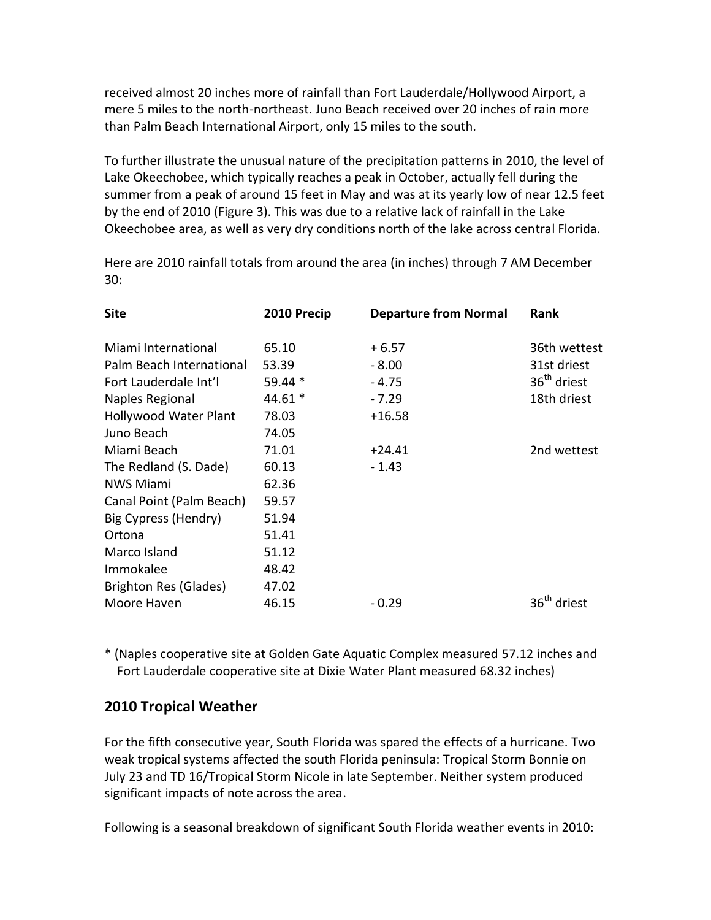received almost 20 inches more of rainfall than Fort Lauderdale/Hollywood Airport, a mere 5 miles to the north-northeast. Juno Beach received over 20 inches of rain more than Palm Beach International Airport, only 15 miles to the south.

To further illustrate the unusual nature of the precipitation patterns in 2010, the level of Lake Okeechobee, which typically reaches a peak in October, actually fell during the summer from a peak of around 15 feet in May and was at its yearly low of near 12.5 feet by the end of 2010 (Figure 3). This was due to a relative lack of rainfall in the Lake Okeechobee area, as well as very dry conditions north of the lake across central Florida.

Here are 2010 rainfall totals from around the area (in inches) through 7 AM December 30:

| Site | 2010 Precip | Departure from Normal | Rank |
|---|---|---|---|
| Miami International | 65.10 | + 6.57 | 36th wettest |
| Palm Beach International | 53.39 | - 8.00 | 31st driest |
| Fort Lauderdale Int'l | 59.44 * | - 4.75 | 36th driest |
| Naples Regional | 44.61 * | - 7.29 | 18th driest |
| Hollywood Water Plant | 78.03 | +16.58 | |
| Juno Beach | 74.05 | | |
| Miami Beach | 71.01 | +24.41 | 2nd wettest |
| The Redland (S. Dade) | 60.13 | - 1.43 | |
| NWS Miami | 62.36 | | |
| Canal Point (Palm Beach) | 59.57 | | |
| Big Cypress (Hendry) | 51.94 | | |
| Ortona | 51.41 | | |
| Marco Island | 51.12 | | |
| Immokalee | 48.42 | | |
| Brighton Res (Glades) | 47.02 | | |
| Moore Haven | 46.15 | - 0.29 | 36th driest |

* (Naples cooperative site at Golden Gate Aquatic Complex measured 57.12 inches and Fort Lauderdale cooperative site at Dixie Water Plant measured 68.32 inches)

## 2010 Tropical Weather

For the fifth consecutive year, South Florida was spared the effects of a hurricane. Two weak tropical systems affected the south Florida peninsula: Tropical Storm Bonnie on July 23 and TD 16/Tropical Storm Nicole in late September. Neither system produced significant impacts of note across the area.

Following is a seasonal breakdown of significant South Florida weather events in 2010: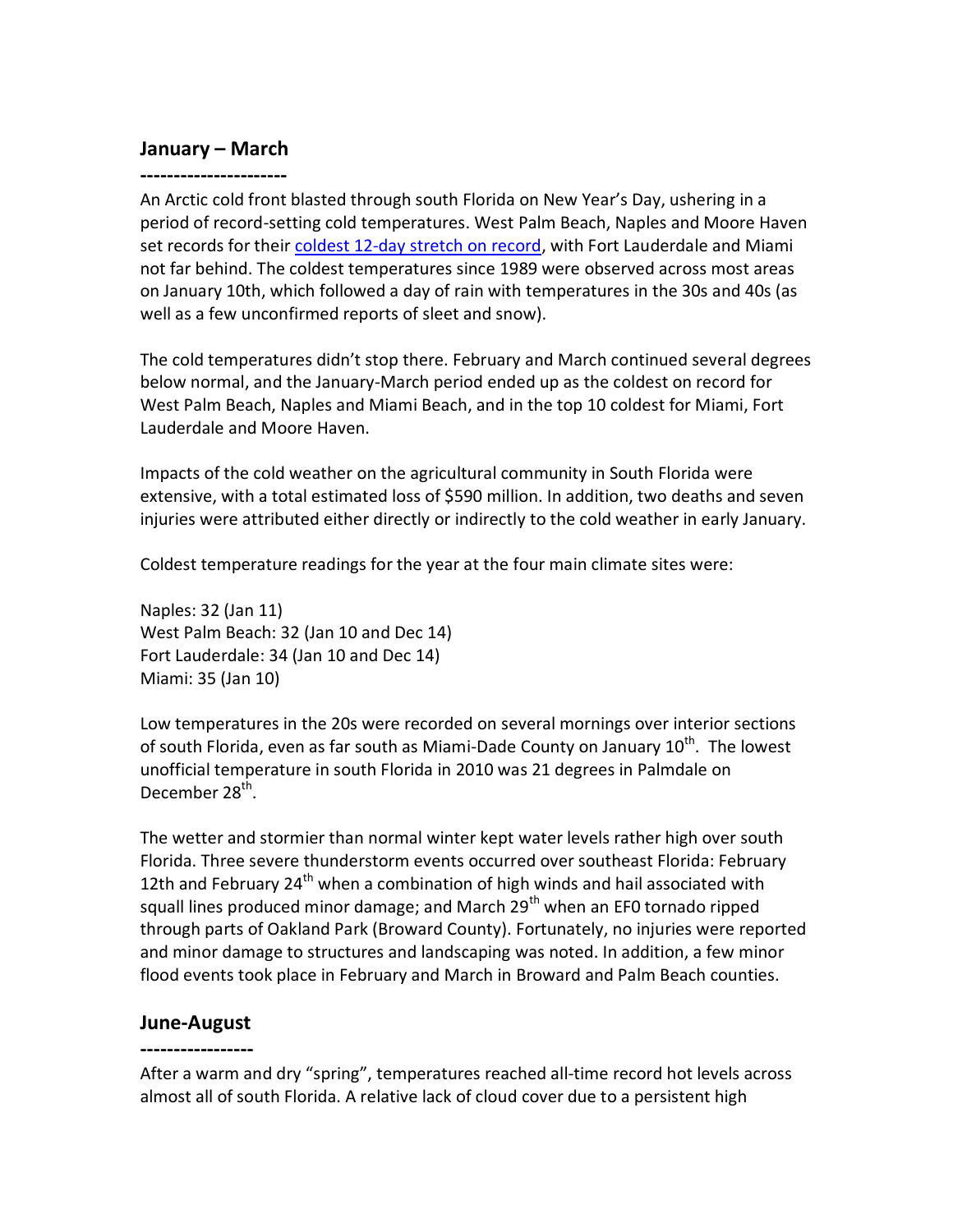## January – March

----------------------

An Arctic cold front blasted through south Florida on New Year's Day, ushering in a period of record-setting cold temperatures. West Palm Beach, Naples and Moore Haven set records for their coldest 12-day stretch on record, with Fort Lauderdale and Miami not far behind. The coldest temperatures since 1989 were observed across most areas on January 10th, which followed a day of rain with temperatures in the 30s and 40s (as well as a few unconfirmed reports of sleet and snow).

The cold temperatures didn't stop there. February and March continued several degrees below normal, and the January-March period ended up as the coldest on record for West Palm Beach, Naples and Miami Beach, and in the top 10 coldest for Miami, Fort Lauderdale and Moore Haven.

Impacts of the cold weather on the agricultural community in South Florida were extensive, with a total estimated loss of $590 million. In addition, two deaths and seven injuries were attributed either directly or indirectly to the cold weather in early January.

Coldest temperature readings for the year at the four main climate sites were:

Naples: 32 (Jan 11)
West Palm Beach: 32 (Jan 10 and Dec 14)
Fort Lauderdale: 34 (Jan 10 and Dec 14)
Miami: 35 (Jan 10)

Low temperatures in the 20s were recorded on several mornings over interior sections of south Florida, even as far south as Miami-Dade County on January 10th. The lowest unofficial temperature in south Florida in 2010 was 21 degrees in Palmdale on December 28th.

The wetter and stormier than normal winter kept water levels rather high over south Florida. Three severe thunderstorm events occurred over southeast Florida: February 12th and February 24th when a combination of high winds and hail associated with squall lines produced minor damage; and March 29th when an EF0 tornado ripped through parts of Oakland Park (Broward County). Fortunately, no injuries were reported and minor damage to structures and landscaping was noted. In addition, a few minor flood events took place in February and March in Broward and Palm Beach counties.

## June-August

-----------------

After a warm and dry "spring", temperatures reached all-time record hot levels across almost all of south Florida. A relative lack of cloud cover due to a persistent high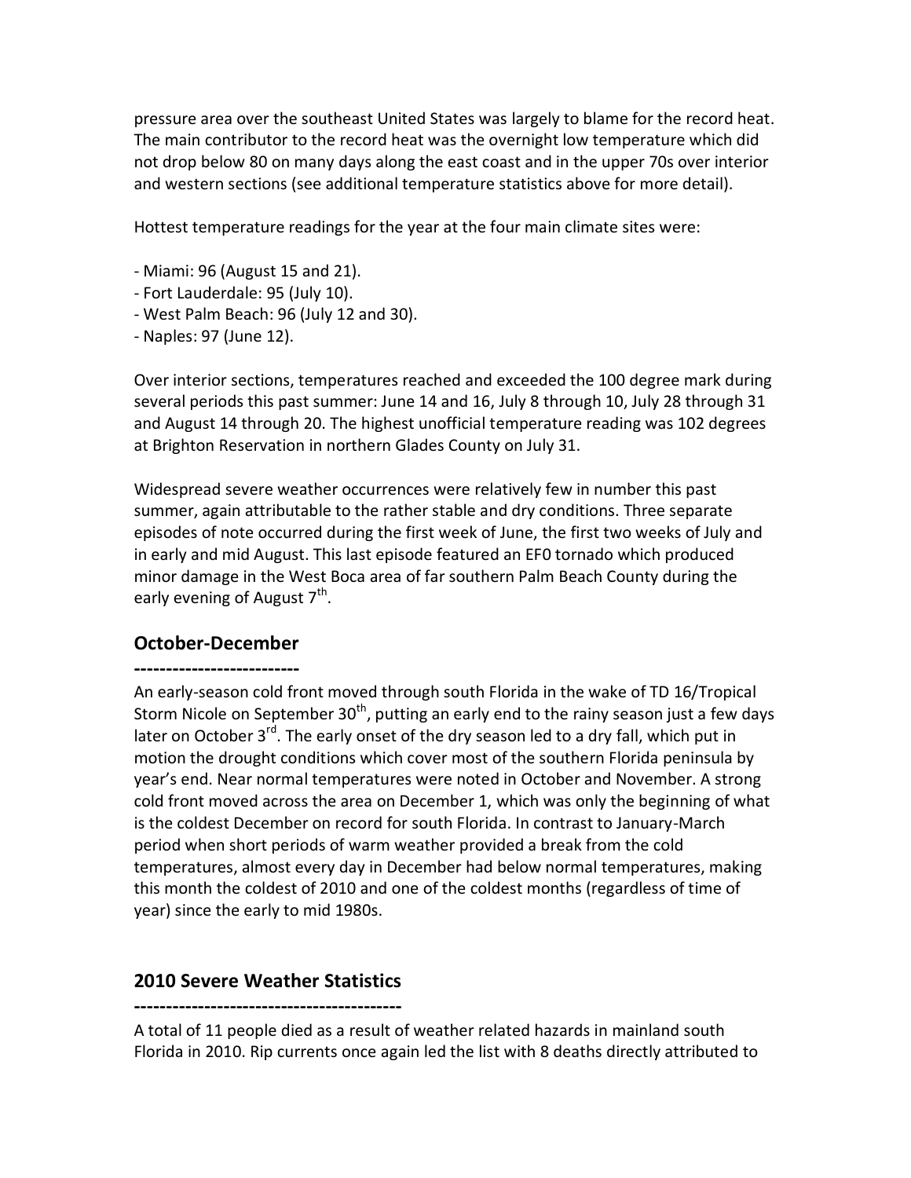pressure area over the southeast United States was largely to blame for the record heat. The main contributor to the record heat was the overnight low temperature which did not drop below 80 on many days along the east coast and in the upper 70s over interior and western sections (see additional temperature statistics above for more detail).

Hottest temperature readings for the year at the four main climate sites were:

- Miami: 96 (August 15 and 21).
- Fort Lauderdale: 95 (July 10).
- West Palm Beach: 96 (July 12 and 30).
- Naples: 97 (June 12).

Over interior sections, temperatures reached and exceeded the 100 degree mark during several periods this past summer: June 14 and 16, July 8 through 10, July 28 through 31 and August 14 through 20. The highest unofficial temperature reading was 102 degrees at Brighton Reservation in northern Glades County on July 31.

Widespread severe weather occurrences were relatively few in number this past summer, again attributable to the rather stable and dry conditions. Three separate episodes of note occurred during the first week of June, the first two weeks of July and in early and mid August. This last episode featured an EF0 tornado which produced minor damage in the West Boca area of far southern Palm Beach County during the early evening of August 7th.

## October-December

--------------------------

An early-season cold front moved through south Florida in the wake of TD 16/Tropical Storm Nicole on September 30th, putting an early end to the rainy season just a few days later on October 3rd. The early onset of the dry season led to a dry fall, which put in motion the drought conditions which cover most of the southern Florida peninsula by year's end. Near normal temperatures were noted in October and November. A strong cold front moved across the area on December 1, which was only the beginning of what is the coldest December on record for south Florida. In contrast to January-March period when short periods of warm weather provided a break from the cold temperatures, almost every day in December had below normal temperatures, making this month the coldest of 2010 and one of the coldest months (regardless of time of year) since the early to mid 1980s.

## 2010 Severe Weather Statistics

-------------------------------------------

A total of 11 people died as a result of weather related hazards in mainland south Florida in 2010. Rip currents once again led the list with 8 deaths directly attributed to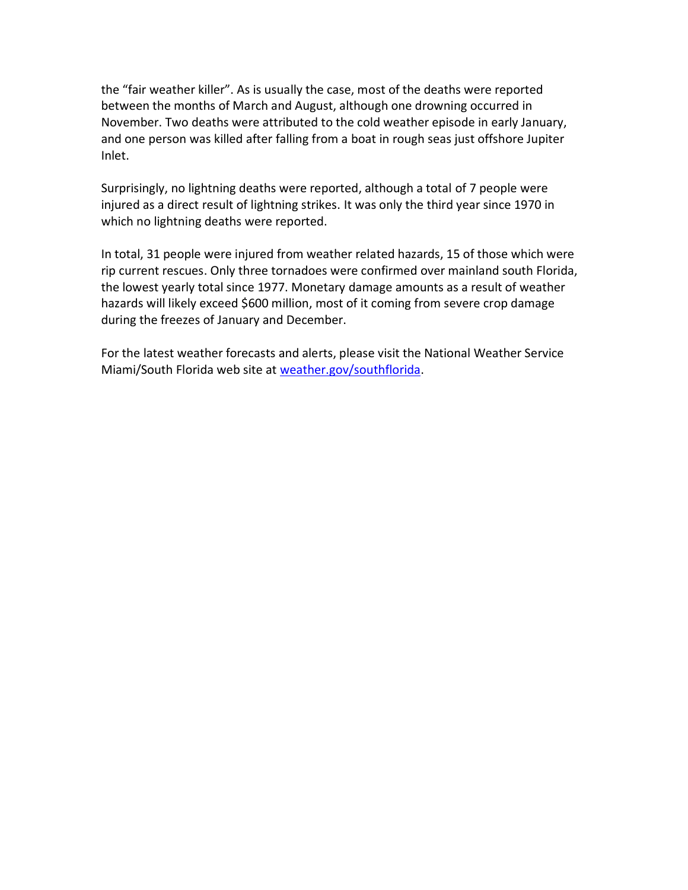the “fair weather killer”. As is usually the case, most of the deaths were reported between the months of March and August, although one drowning occurred in November. Two deaths were attributed to the cold weather episode in early January, and one person was killed after falling from a boat in rough seas just offshore Jupiter Inlet.

Surprisingly, no lightning deaths were reported, although a total of 7 people were injured as a direct result of lightning strikes. It was only the third year since 1970 in which no lightning deaths were reported.

In total, 31 people were injured from weather related hazards, 15 of those which were rip current rescues. Only three tornadoes were confirmed over mainland south Florida, the lowest yearly total since 1977. Monetary damage amounts as a result of weather hazards will likely exceed $600 million, most of it coming from severe crop damage during the freezes of January and December.

For the latest weather forecasts and alerts, please visit the National Weather Service Miami/South Florida web site at [weather.gov/southflorida](weather.gov/southflorida).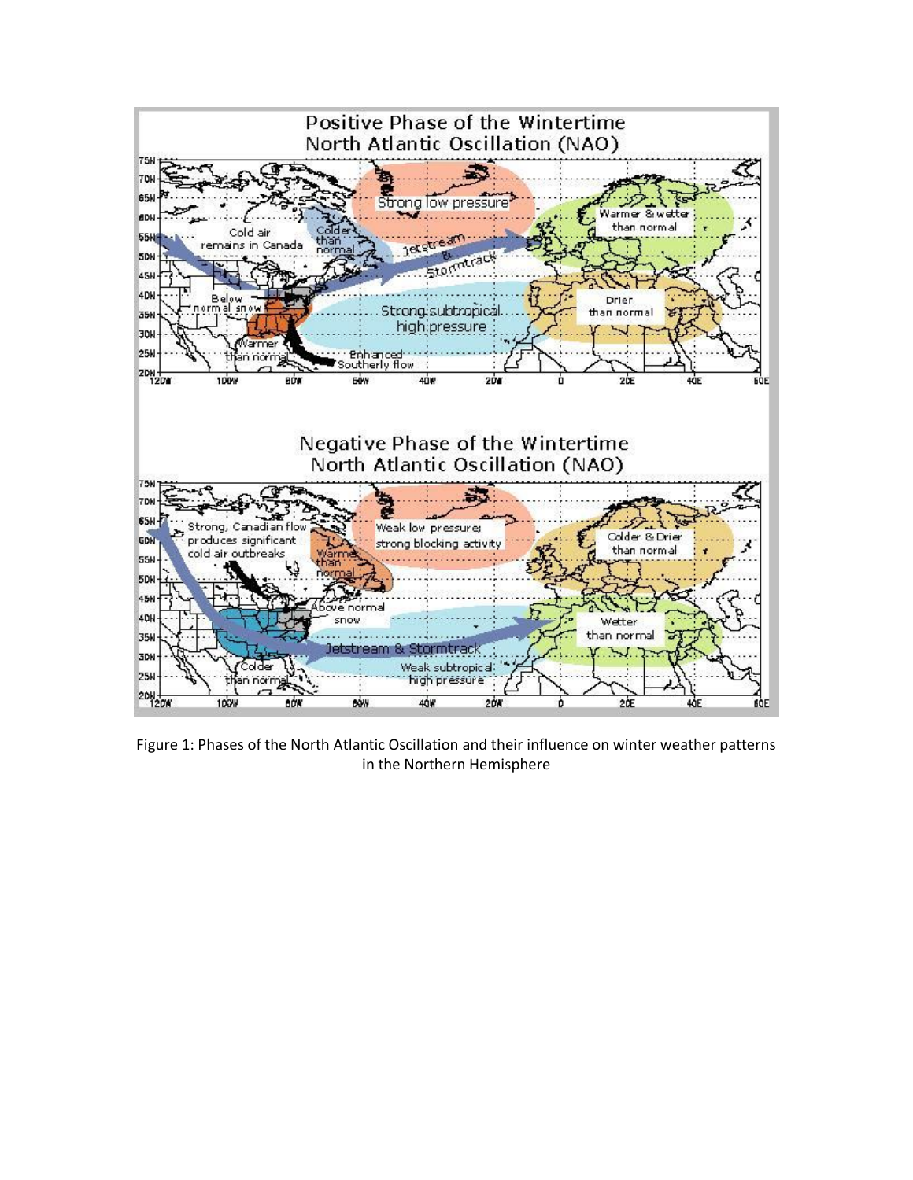Figure 1: Phases of the North Atlantic Oscillation and their influence on winter weather patterns in the Northern Hemisphere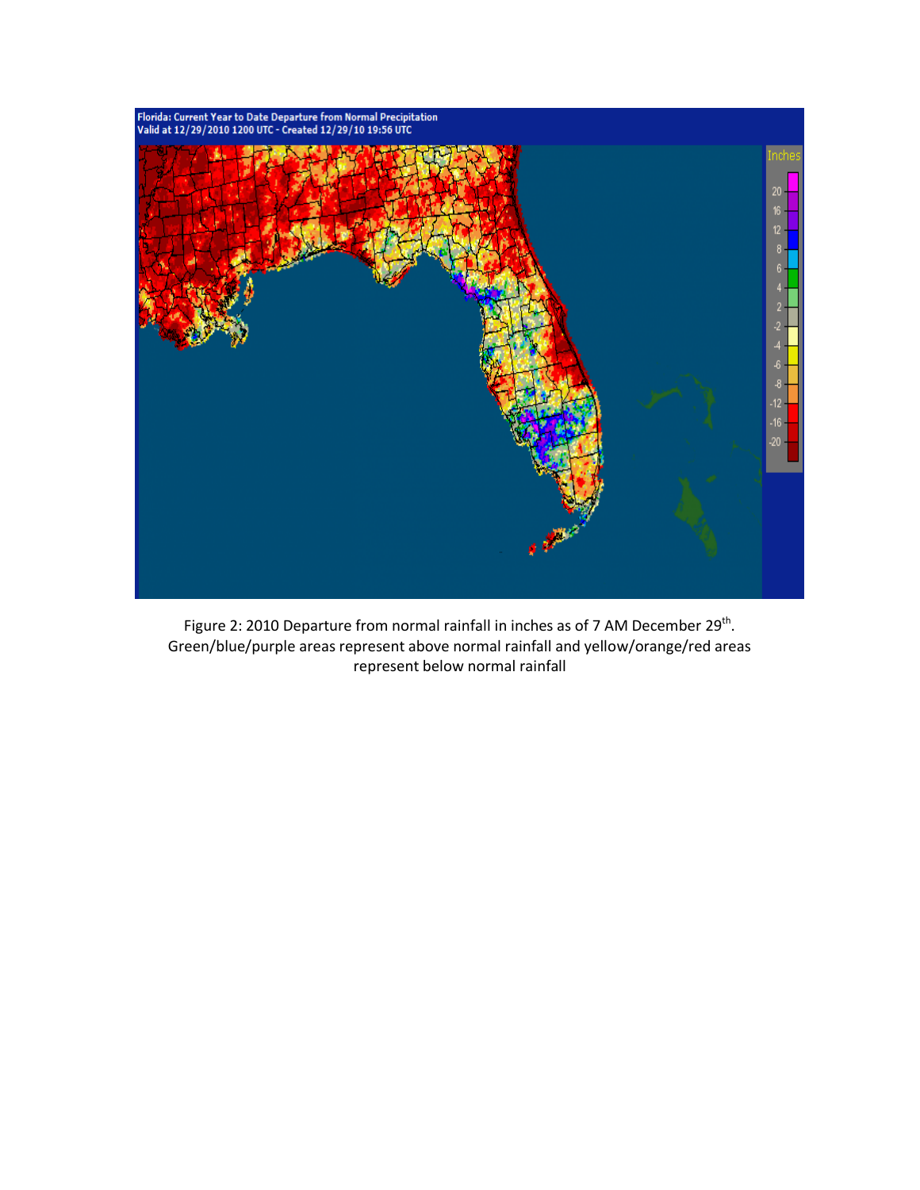Figure 2: 2010 Departure from normal rainfall in inches as of 7 AM December 29th. Green/blue/purple areas represent above normal rainfall and yellow/orange/red areas represent below normal rainfall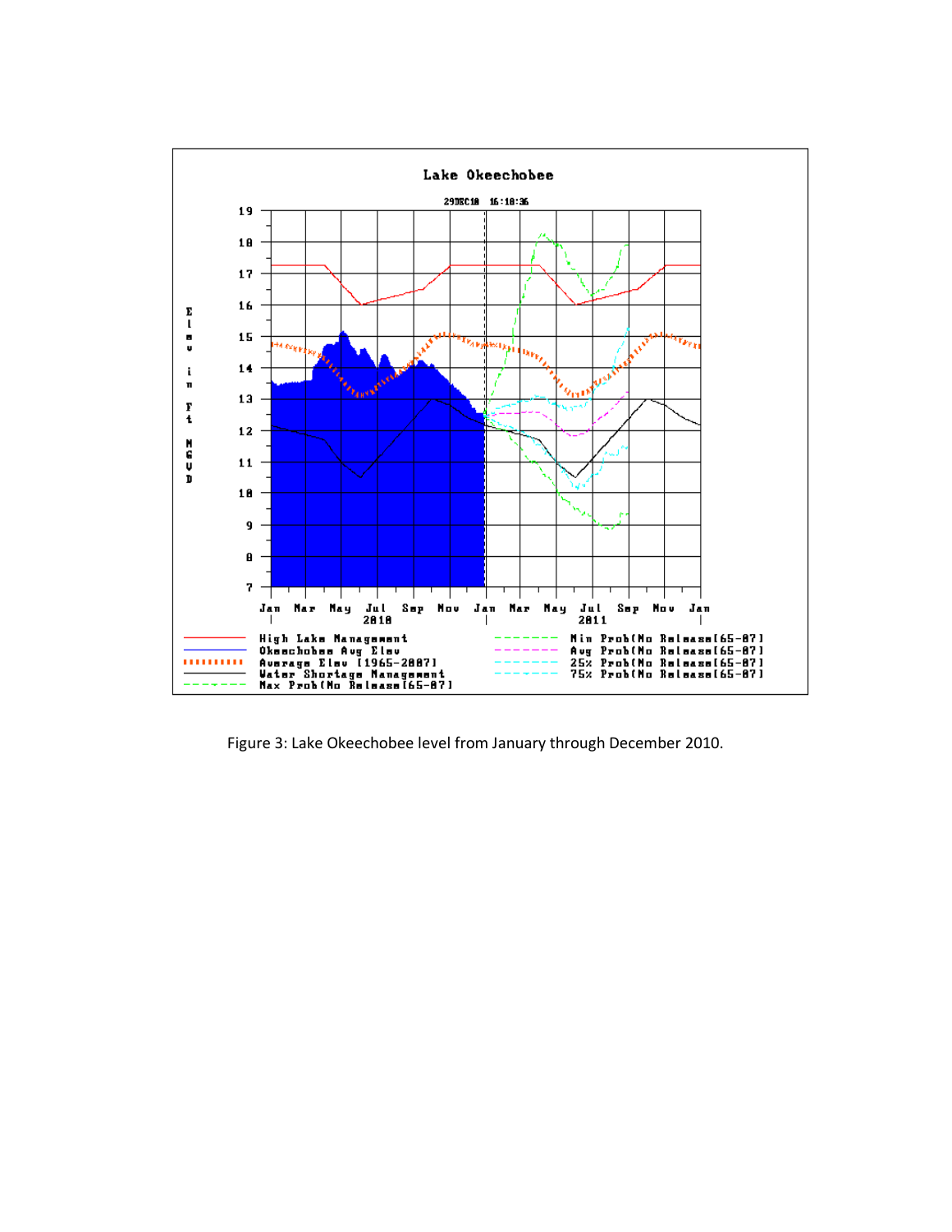Figure 3: Lake Okeechobee level from January through December 2010.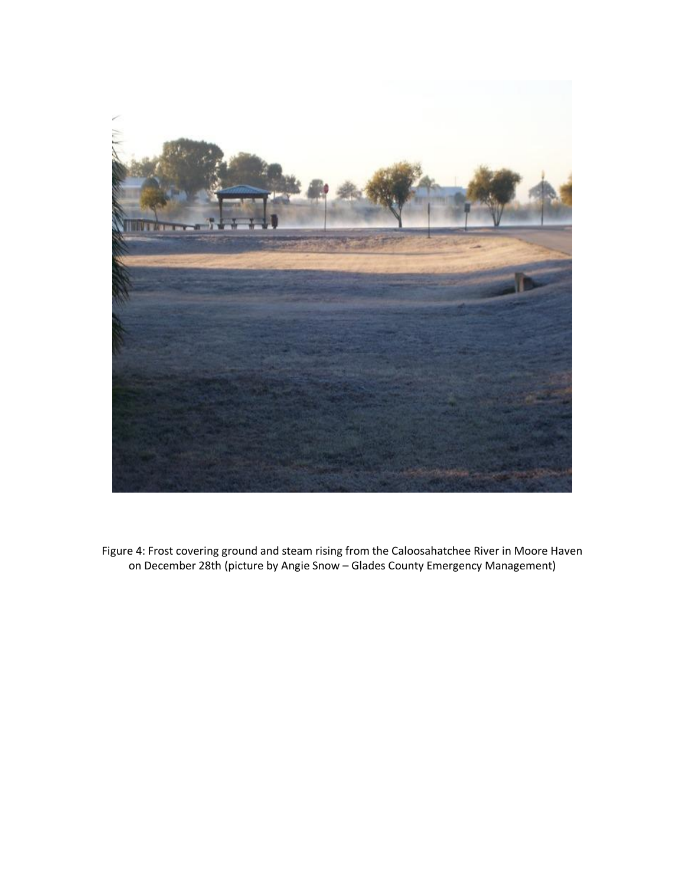Figure 4: Frost covering ground and steam rising from the Caloosahatchee River in Moore Haven on December 28th (picture by Angie Snow – Glades County Emergency Management)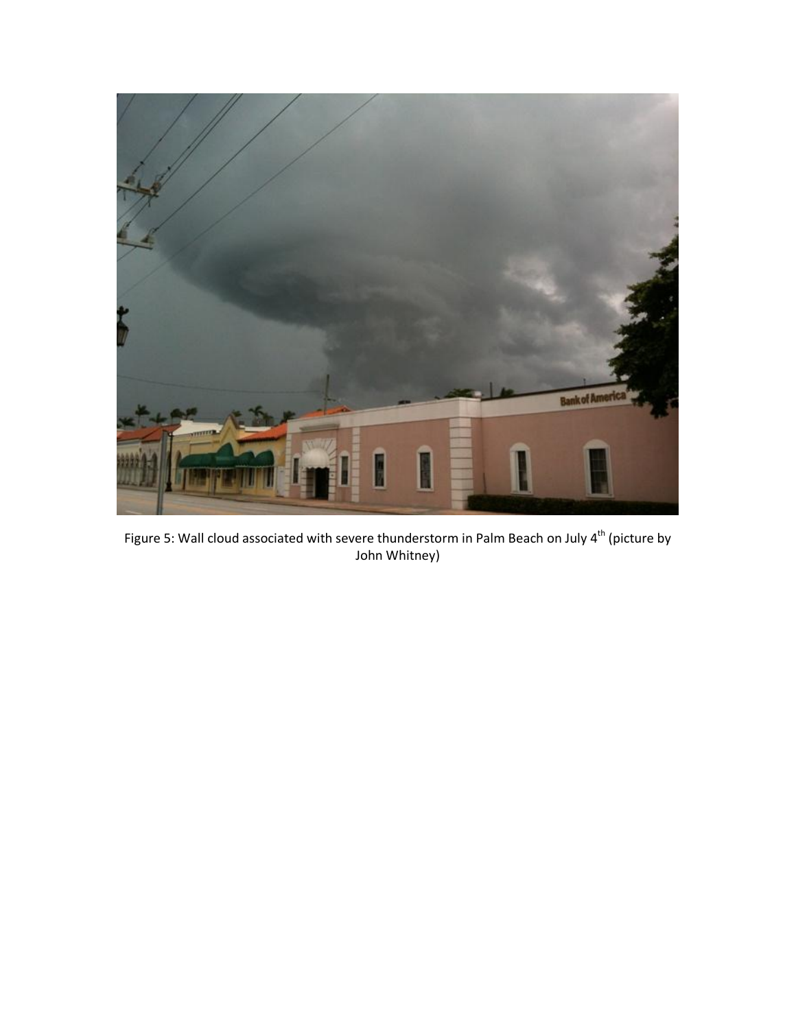Figure 5: Wall cloud associated with severe thunderstorm in Palm Beach on July 4th (picture by John Whitney)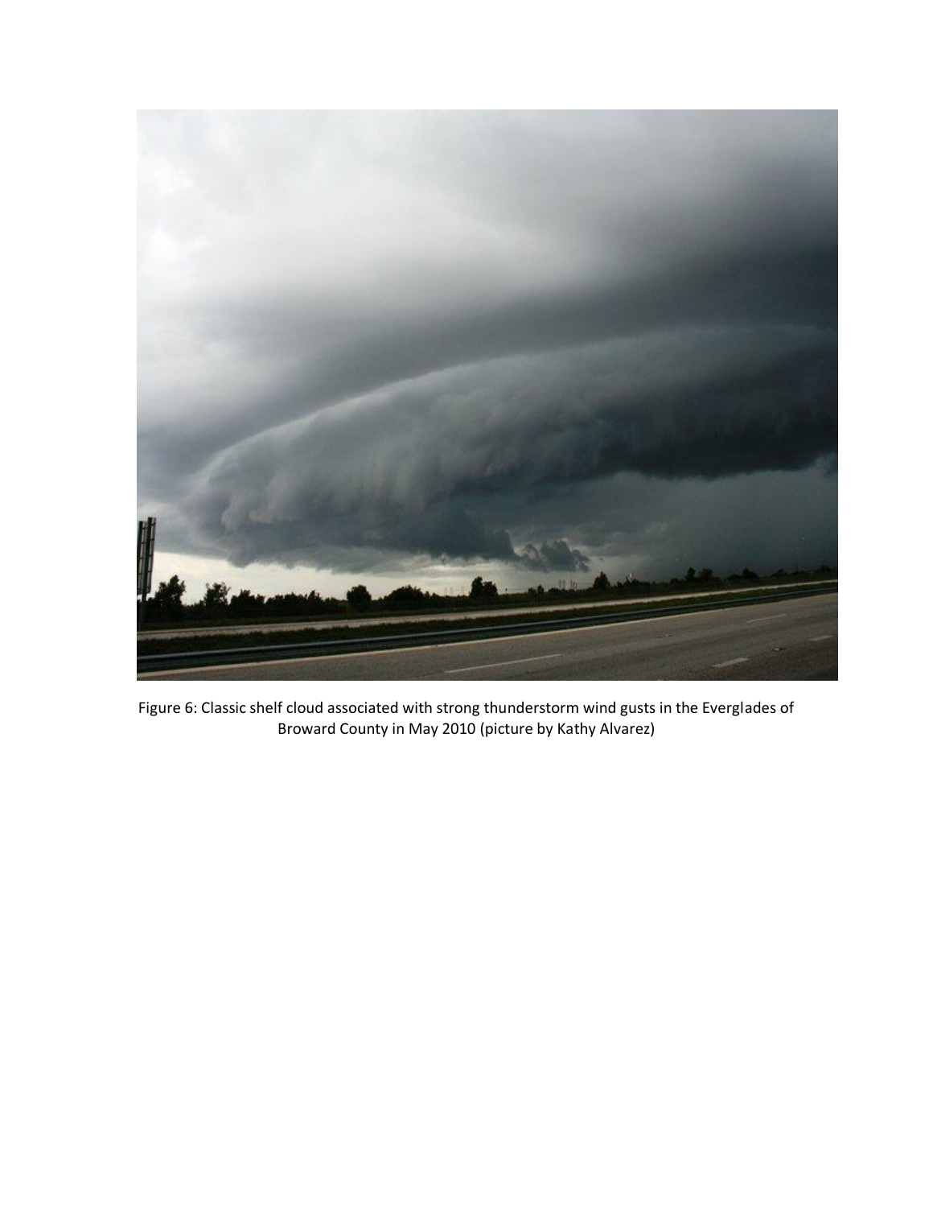Figure 6: Classic shelf cloud associated with strong thunderstorm wind gusts in the Everglades of Broward County in May 2010 (picture by Kathy Alvarez)